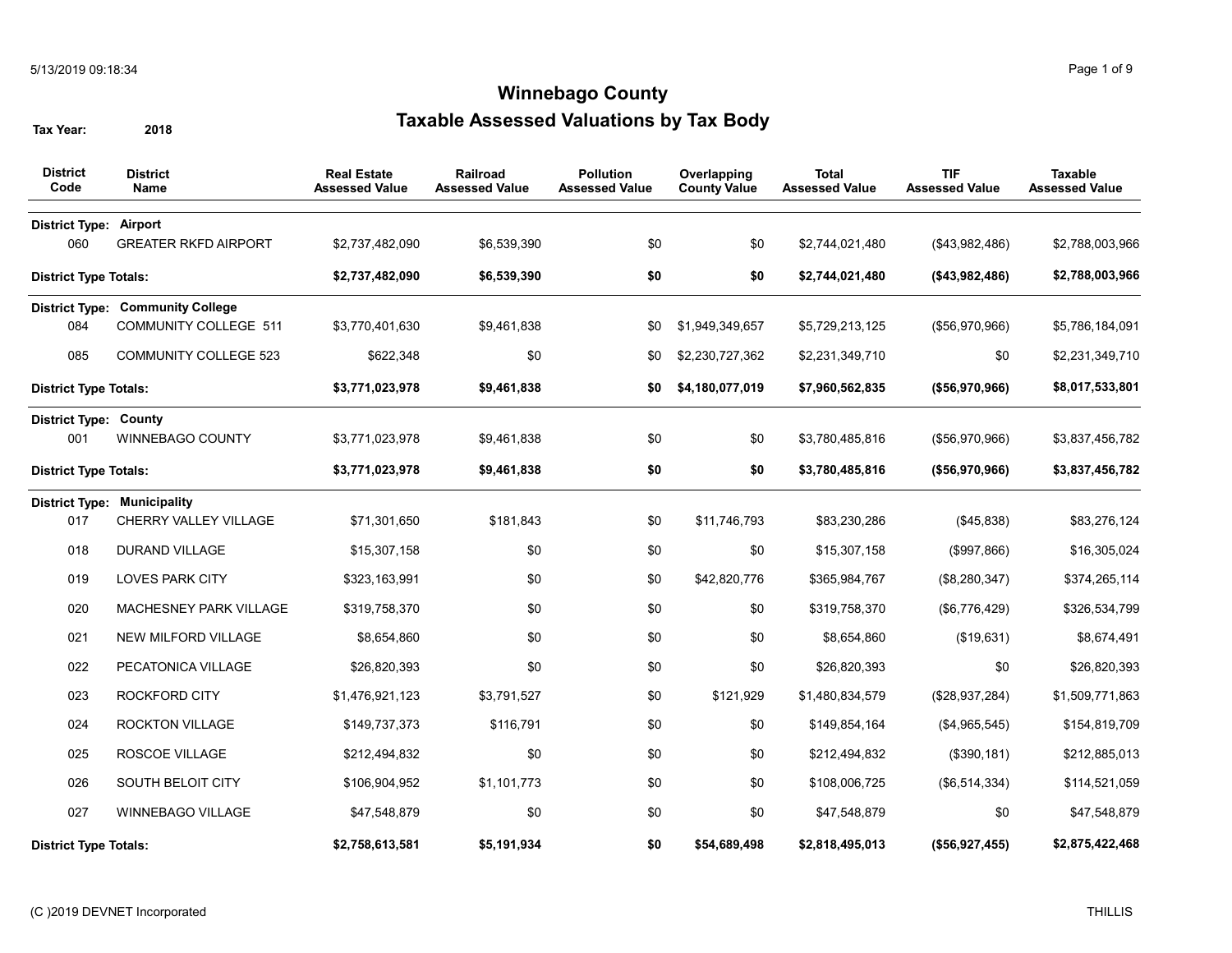# Winnebago County

## Taxable Assessed Valuations by Tax Body

**Tax Year:** 2018

| District Code | District Name | Real Estate Assessed Value | Railroad Assessed Value | Pollution Assessed Value | Overlapping County Value | Total Assessed Value | TIF Assessed Value | Taxable Assessed Value |
|---|---|---|---|---|---|---|---|---|
| **District Type: Airport** | | | | | | | | |
| 060 | GREATER RKFD AIRPORT | $2,737,482,090 | $6,539,390 | $0 | $0 | $2,744,021,480 | ($43,982,486) | $2,788,003,966 |
| **District Type Totals:** | | **$2,737,482,090** | **$6,539,390** | **$0** | **$0** | **$2,744,021,480** | **($43,982,486)** | **$2,788,003,966** |
| **District Type: Community College** | | | | | | | | |
| 084 | COMMUNITY COLLEGE 511 | $3,770,401,630 | $9,461,838 | $0 | $1,949,349,657 | $5,729,213,125 | ($56,970,966) | $5,786,184,091 |
| 085 | COMMUNITY COLLEGE 523 | $622,348 | $0 | $0 | $2,230,727,362 | $2,231,349,710 | $0 | $2,231,349,710 |
| **District Type Totals:** | | **$3,771,023,978** | **$9,461,838** | **$0** | **$4,180,077,019** | **$7,960,562,835** | **($56,970,966)** | **$8,017,533,801** |
| **District Type: County** | | | | | | | | |
| 001 | WINNEBAGO COUNTY | $3,771,023,978 | $9,461,838 | $0 | $0 | $3,780,485,816 | ($56,970,966) | $3,837,456,782 |
| **District Type Totals:** | | **$3,771,023,978** | **$9,461,838** | **$0** | **$0** | **$3,780,485,816** | **($56,970,966)** | **$3,837,456,782** |
| **District Type: Municipality** | | | | | | | | |
| 017 | CHERRY VALLEY VILLAGE | $71,301,650 | $181,843 | $0 | $11,746,793 | $83,230,286 | ($45,838) | $83,276,124 |
| 018 | DURAND VILLAGE | $15,307,158 | $0 | $0 | $0 | $15,307,158 | ($997,866) | $16,305,024 |
| 019 | LOVES PARK CITY | $323,163,991 | $0 | $0 | $42,820,776 | $365,984,767 | ($8,280,347) | $374,265,114 |
| 020 | MACHESNEY PARK VILLAGE | $319,758,370 | $0 | $0 | $0 | $319,758,370 | ($6,776,429) | $326,534,799 |
| 021 | NEW MILFORD VILLAGE | $8,654,860 | $0 | $0 | $0 | $8,654,860 | ($19,631) | $8,674,491 |
| 022 | PECATONICA VILLAGE | $26,820,393 | $0 | $0 | $0 | $26,820,393 | $0 | $26,820,393 |
| 023 | ROCKFORD CITY | $1,476,921,123 | $3,791,527 | $0 | $121,929 | $1,480,834,579 | ($28,937,284) | $1,509,771,863 |
| 024 | ROCKTON VILLAGE | $149,737,373 | $116,791 | $0 | $0 | $149,854,164 | ($4,965,545) | $154,819,709 |
| 025 | ROSCOE VILLAGE | $212,494,832 | $0 | $0 | $0 | $212,494,832 | ($390,181) | $212,885,013 |
| 026 | SOUTH BELOIT CITY | $106,904,952 | $1,101,773 | $0 | $0 | $108,006,725 | ($6,514,334) | $114,521,059 |
| 027 | WINNEBAGO VILLAGE | $47,548,879 | $0 | $0 | $0 | $47,548,879 | $0 | $47,548,879 |
| **District Type Totals:** | | **$2,758,613,581** | **$5,191,934** | **$0** | **$54,689,498** | **$2,818,495,013** | **($56,927,455)** | **$2,875,422,468** |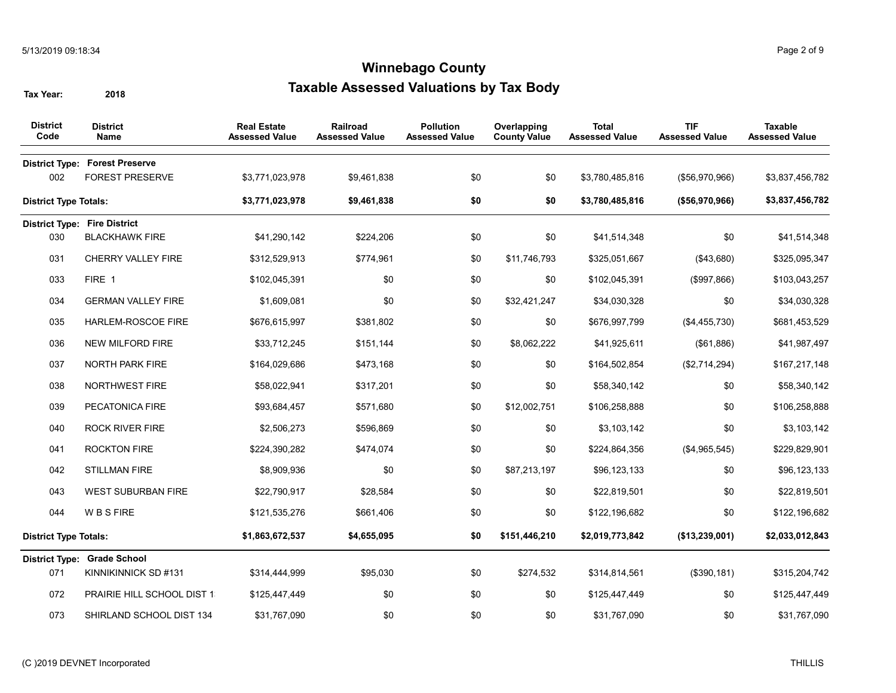# Winnebago County

## Taxable Assessed Valuations by Tax Body

**Tax Year:** 2018

| District Code | District Name | Real Estate Assessed Value | Railroad Assessed Value | Pollution Assessed Value | Overlapping County Value | Total Assessed Value | TIF Assessed Value | Taxable Assessed Value |
|---|---|---|---|---|---|---|---|---|
| **District Type:** | **Forest Preserve** | | | | | | | |
| 002 | FOREST PRESERVE | $3,771,023,978 | $9,461,838 | $0 | $0 | $3,780,485,816 | ($56,970,966) | $3,837,456,782 |
| **District Type Totals:** | | **$3,771,023,978** | **$9,461,838** | **$0** | **$0** | **$3,780,485,816** | **($56,970,966)** | **$3,837,456,782** |
| **District Type:** | **Fire District** | | | | | | | |
| 030 | BLACKHAWK FIRE | $41,290,142 | $224,206 | $0 | $0 | $41,514,348 | $0 | $41,514,348 |
| 031 | CHERRY VALLEY FIRE | $312,529,913 | $774,961 | $0 | $11,746,793 | $325,051,667 | ($43,680) | $325,095,347 |
| 033 | FIRE 1 | $102,045,391 | $0 | $0 | $0 | $102,045,391 | ($997,866) | $103,043,257 |
| 034 | GERMAN VALLEY FIRE | $1,609,081 | $0 | $0 | $32,421,247 | $34,030,328 | $0 | $34,030,328 |
| 035 | HARLEM-ROSCOE FIRE | $676,615,997 | $381,802 | $0 | $0 | $676,997,799 | ($4,455,730) | $681,453,529 |
| 036 | NEW MILFORD FIRE | $33,712,245 | $151,144 | $0 | $8,062,222 | $41,925,611 | ($61,886) | $41,987,497 |
| 037 | NORTH PARK FIRE | $164,029,686 | $473,168 | $0 | $0 | $164,502,854 | ($2,714,294) | $167,217,148 |
| 038 | NORTHWEST FIRE | $58,022,941 | $317,201 | $0 | $0 | $58,340,142 | $0 | $58,340,142 |
| 039 | PECATONICA FIRE | $93,684,457 | $571,680 | $0 | $12,002,751 | $106,258,888 | $0 | $106,258,888 |
| 040 | ROCK RIVER FIRE | $2,506,273 | $596,869 | $0 | $0 | $3,103,142 | $0 | $3,103,142 |
| 041 | ROCKTON FIRE | $224,390,282 | $474,074 | $0 | $0 | $224,864,356 | ($4,965,545) | $229,829,901 |
| 042 | STILLMAN FIRE | $8,909,936 | $0 | $0 | $87,213,197 | $96,123,133 | $0 | $96,123,133 |
| 043 | WEST SUBURBAN FIRE | $22,790,917 | $28,584 | $0 | $0 | $22,819,501 | $0 | $22,819,501 |
| 044 | W B S FIRE | $121,535,276 | $661,406 | $0 | $0 | $122,196,682 | $0 | $122,196,682 |
| **District Type Totals:** | | **$1,863,672,537** | **$4,655,095** | **$0** | **$151,446,210** | **$2,019,773,842** | **($13,239,001)** | **$2,033,012,843** |
| **District Type:** | **Grade School** | | | | | | | |
| 071 | KINNIKINNICK SD #131 | $314,444,999 | $95,030 | $0 | $274,532 | $314,814,561 | ($390,181) | $315,204,742 |
| 072 | PRAIRIE HILL SCHOOL DIST 1 | $125,447,449 | $0 | $0 | $0 | $125,447,449 | $0 | $125,447,449 |
| 073 | SHIRLAND SCHOOL DIST 134 | $31,767,090 | $0 | $0 | $0 | $31,767,090 | $0 | $31,767,090 |

(C )2019 DEVNET Incorporated THILLIS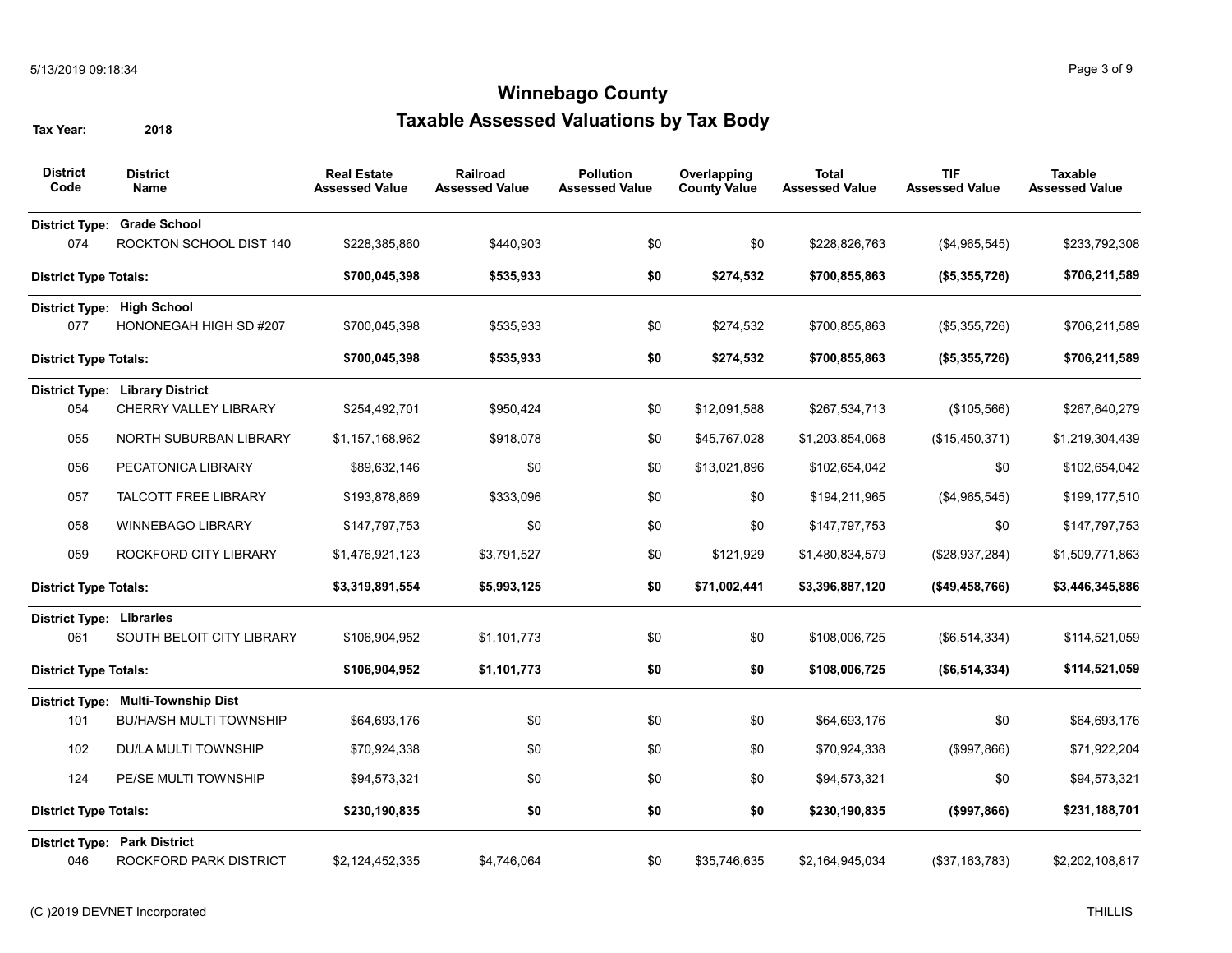# Winnebago County

## Taxable Assessed Valuations by Tax Body

**Tax Year:** 2018

| District Code | District Name | Real Estate Assessed Value | Railroad Assessed Value | Pollution Assessed Value | Overlapping County Value | Total Assessed Value | TIF Assessed Value | Taxable Assessed Value |
|---|---|---|---|---|---|---|---|---|
| **District Type:** | **Grade School** | | | | | | | |
| 074 | ROCKTON SCHOOL DIST 140 | $228,385,860 | $440,903 | $0 | $0 | $228,826,763 | ($4,965,545) | $233,792,308 |
| **District Type Totals:** | | **$700,045,398** | **$535,933** | **$0** | **$274,532** | **$700,855,863** | **($5,355,726)** | **$706,211,589** |
| **District Type:** | **High School** | | | | | | | |
| 077 | HONONEGAH HIGH SD #207 | $700,045,398 | $535,933 | $0 | $274,532 | $700,855,863 | ($5,355,726) | $706,211,589 |
| **District Type Totals:** | | **$700,045,398** | **$535,933** | **$0** | **$274,532** | **$700,855,863** | **($5,355,726)** | **$706,211,589** |
| **District Type:** | **Library District** | | | | | | | |
| 054 | CHERRY VALLEY LIBRARY | $254,492,701 | $950,424 | $0 | $12,091,588 | $267,534,713 | ($105,566) | $267,640,279 |
| 055 | NORTH SUBURBAN LIBRARY | $1,157,168,962 | $918,078 | $0 | $45,767,028 | $1,203,854,068 | ($15,450,371) | $1,219,304,439 |
| 056 | PECATONICA LIBRARY | $89,632,146 | $0 | $0 | $13,021,896 | $102,654,042 | $0 | $102,654,042 |
| 057 | TALCOTT FREE LIBRARY | $193,878,869 | $333,096 | $0 | $0 | $194,211,965 | ($4,965,545) | $199,177,510 |
| 058 | WINNEBAGO LIBRARY | $147,797,753 | $0 | $0 | $0 | $147,797,753 | $0 | $147,797,753 |
| 059 | ROCKFORD CITY LIBRARY | $1,476,921,123 | $3,791,527 | $0 | $121,929 | $1,480,834,579 | ($28,937,284) | $1,509,771,863 |
| **District Type Totals:** | | **$3,319,891,554** | **$5,993,125** | **$0** | **$71,002,441** | **$3,396,887,120** | **($49,458,766)** | **$3,446,345,886** |
| **District Type:** | **Libraries** | | | | | | | |
| 061 | SOUTH BELOIT CITY LIBRARY | $106,904,952 | $1,101,773 | $0 | $0 | $108,006,725 | ($6,514,334) | $114,521,059 |
| **District Type Totals:** | | **$106,904,952** | **$1,101,773** | **$0** | **$0** | **$108,006,725** | **($6,514,334)** | **$114,521,059** |
| **District Type:** | **Multi-Township Dist** | | | | | | | |
| 101 | BU/HA/SH MULTI TOWNSHIP | $64,693,176 | $0 | $0 | $0 | $64,693,176 | $0 | $64,693,176 |
| 102 | DU/LA MULTI TOWNSHIP | $70,924,338 | $0 | $0 | $0 | $70,924,338 | ($997,866) | $71,922,204 |
| 124 | PE/SE MULTI TOWNSHIP | $94,573,321 | $0 | $0 | $0 | $94,573,321 | $0 | $94,573,321 |
| **District Type Totals:** | | **$230,190,835** | **$0** | **$0** | **$0** | **$230,190,835** | **($997,866)** | **$231,188,701** |
| **District Type:** | **Park District** | | | | | | | |
| 046 | ROCKFORD PARK DISTRICT | $2,124,452,335 | $4,746,064 | $0 | $35,746,635 | $2,164,945,034 | ($37,163,783) | $2,202,108,817 |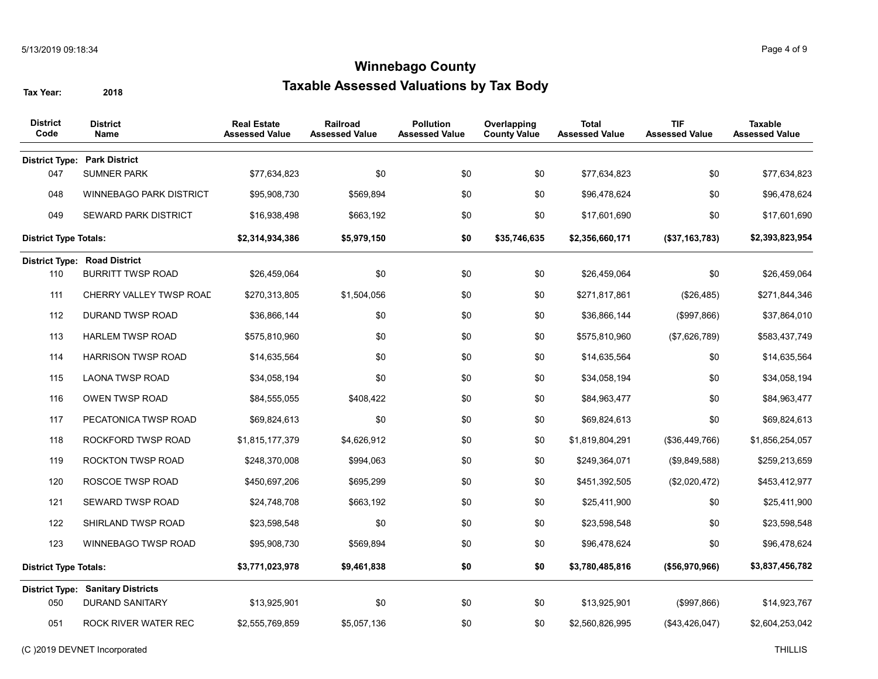# Winnebago County

## Taxable Assessed Valuations by Tax Body

**Tax Year:** 2018

| District Code | District Name | Real Estate Assessed Value | Railroad Assessed Value | Pollution Assessed Value | Overlapping County Value | Total Assessed Value | TIF Assessed Value | Taxable Assessed Value |
|---|---|---|---|---|---|---|---|---|
| **District Type:** | **Park District** | | | | | | | |
| 047 | SUMNER PARK | $77,634,823 | $0 | $0 | $0 | $77,634,823 | $0 | $77,634,823 |
| 048 | WINNEBAGO PARK DISTRICT | $95,908,730 | $569,894 | $0 | $0 | $96,478,624 | $0 | $96,478,624 |
| 049 | SEWARD PARK DISTRICT | $16,938,498 | $663,192 | $0 | $0 | $17,601,690 | $0 | $17,601,690 |
| **District Type Totals:** | | **$2,314,934,386** | **$5,979,150** | **$0** | **$35,746,635** | **$2,356,660,171** | **($37,163,783)** | **$2,393,823,954** |
| **District Type:** | **Road District** | | | | | | | |
| 110 | BURRITT TWSP ROAD | $26,459,064 | $0 | $0 | $0 | $26,459,064 | $0 | $26,459,064 |
| 111 | CHERRY VALLEY TWSP ROAD | $270,313,805 | $1,504,056 | $0 | $0 | $271,817,861 | ($26,485) | $271,844,346 |
| 112 | DURAND TWSP ROAD | $36,866,144 | $0 | $0 | $0 | $36,866,144 | ($997,866) | $37,864,010 |
| 113 | HARLEM TWSP ROAD | $575,810,960 | $0 | $0 | $0 | $575,810,960 | ($7,626,789) | $583,437,749 |
| 114 | HARRISON TWSP ROAD | $14,635,564 | $0 | $0 | $0 | $14,635,564 | $0 | $14,635,564 |
| 115 | LAONA TWSP ROAD | $34,058,194 | $0 | $0 | $0 | $34,058,194 | $0 | $34,058,194 |
| 116 | OWEN TWSP ROAD | $84,555,055 | $408,422 | $0 | $0 | $84,963,477 | $0 | $84,963,477 |
| 117 | PECATONICA TWSP ROAD | $69,824,613 | $0 | $0 | $0 | $69,824,613 | $0 | $69,824,613 |
| 118 | ROCKFORD TWSP ROAD | $1,815,177,379 | $4,626,912 | $0 | $0 | $1,819,804,291 | ($36,449,766) | $1,856,254,057 |
| 119 | ROCKTON TWSP ROAD | $248,370,008 | $994,063 | $0 | $0 | $249,364,071 | ($9,849,588) | $259,213,659 |
| 120 | ROSCOE TWSP ROAD | $450,697,206 | $695,299 | $0 | $0 | $451,392,505 | ($2,020,472) | $453,412,977 |
| 121 | SEWARD TWSP ROAD | $24,748,708 | $663,192 | $0 | $0 | $25,411,900 | $0 | $25,411,900 |
| 122 | SHIRLAND TWSP ROAD | $23,598,548 | $0 | $0 | $0 | $23,598,548 | $0 | $23,598,548 |
| 123 | WINNEBAGO TWSP ROAD | $95,908,730 | $569,894 | $0 | $0 | $96,478,624 | $0 | $96,478,624 |
| **District Type Totals:** | | **$3,771,023,978** | **$9,461,838** | **$0** | **$0** | **$3,780,485,816** | **($56,970,966)** | **$3,837,456,782** |
| **District Type:** | **Sanitary Districts** | | | | | | | |
| 050 | DURAND SANITARY | $13,925,901 | $0 | $0 | $0 | $13,925,901 | ($997,866) | $14,923,767 |
| 051 | ROCK RIVER WATER REC | $2,555,769,859 | $5,057,136 | $0 | $0 | $2,560,826,995 | ($43,426,047) | $2,604,253,042 |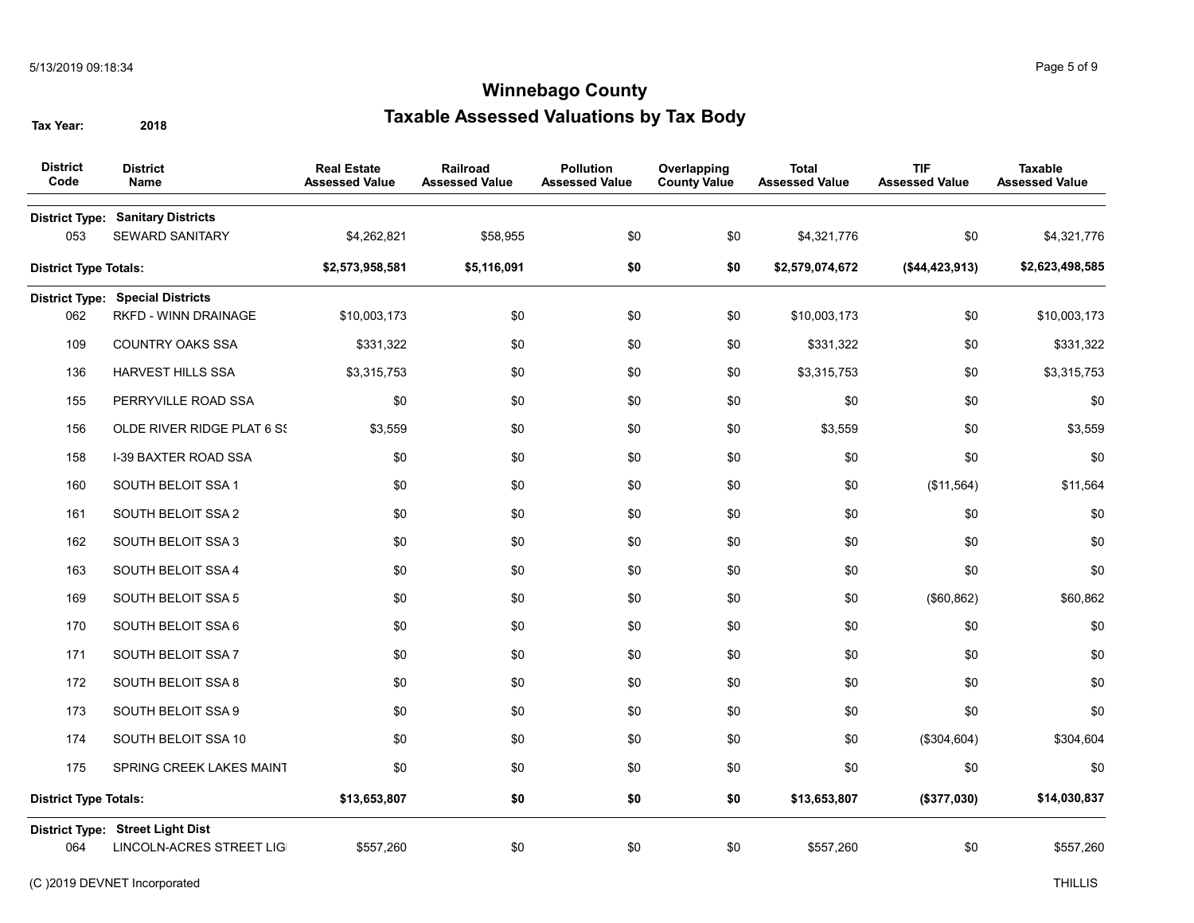# Winnebago County

## Taxable Assessed Valuations by Tax Body

**Tax Year:** 2018

| District Code | District Name | Real Estate Assessed Value | Railroad Assessed Value | Pollution Assessed Value | Overlapping County Value | Total Assessed Value | TIF Assessed Value | Taxable Assessed Value |
|---|---|---|---|---|---|---|---|---|
| **District Type:** | **Sanitary Districts** | | | | | | | |
| 053 | SEWARD SANITARY | $4,262,821 | $58,955 | $0 | $0 | $4,321,776 | $0 | $4,321,776 |
| **District Type Totals:** | | **$2,573,958,581** | **$5,116,091** | **$0** | **$0** | **$2,579,074,672** | **($44,423,913)** | **$2,623,498,585** |
| **District Type:** | **Special Districts** | | | | | | | |
| 062 | RKFD - WINN DRAINAGE | $10,003,173 | $0 | $0 | $0 | $10,003,173 | $0 | $10,003,173 |
| 109 | COUNTRY OAKS SSA | $331,322 | $0 | $0 | $0 | $331,322 | $0 | $331,322 |
| 136 | HARVEST HILLS SSA | $3,315,753 | $0 | $0 | $0 | $3,315,753 | $0 | $3,315,753 |
| 155 | PERRYVILLE ROAD SSA | $0 | $0 | $0 | $0 | $0 | $0 | $0 |
| 156 | OLDE RIVER RIDGE PLAT 6 SS | $3,559 | $0 | $0 | $0 | $3,559 | $0 | $3,559 |
| 158 | I-39 BAXTER ROAD SSA | $0 | $0 | $0 | $0 | $0 | $0 | $0 |
| 160 | SOUTH BELOIT SSA 1 | $0 | $0 | $0 | $0 | $0 | ($11,564) | $11,564 |
| 161 | SOUTH BELOIT SSA 2 | $0 | $0 | $0 | $0 | $0 | $0 | $0 |
| 162 | SOUTH BELOIT SSA 3 | $0 | $0 | $0 | $0 | $0 | $0 | $0 |
| 163 | SOUTH BELOIT SSA 4 | $0 | $0 | $0 | $0 | $0 | $0 | $0 |
| 169 | SOUTH BELOIT SSA 5 | $0 | $0 | $0 | $0 | $0 | ($60,862) | $60,862 |
| 170 | SOUTH BELOIT SSA 6 | $0 | $0 | $0 | $0 | $0 | $0 | $0 |
| 171 | SOUTH BELOIT SSA 7 | $0 | $0 | $0 | $0 | $0 | $0 | $0 |
| 172 | SOUTH BELOIT SSA 8 | $0 | $0 | $0 | $0 | $0 | $0 | $0 |
| 173 | SOUTH BELOIT SSA 9 | $0 | $0 | $0 | $0 | $0 | $0 | $0 |
| 174 | SOUTH BELOIT SSA 10 | $0 | $0 | $0 | $0 | $0 | ($304,604) | $304,604 |
| 175 | SPRING CREEK LAKES MAINT | $0 | $0 | $0 | $0 | $0 | $0 | $0 |
| **District Type Totals:** | | **$13,653,807** | **$0** | **$0** | **$0** | **$13,653,807** | **($377,030)** | **$14,030,837** |
| **District Type:** | **Street Light Dist** | | | | | | | |
| 064 | LINCOLN-ACRES STREET LIG | $557,260 | $0 | $0 | $0 | $557,260 | $0 | $557,260 |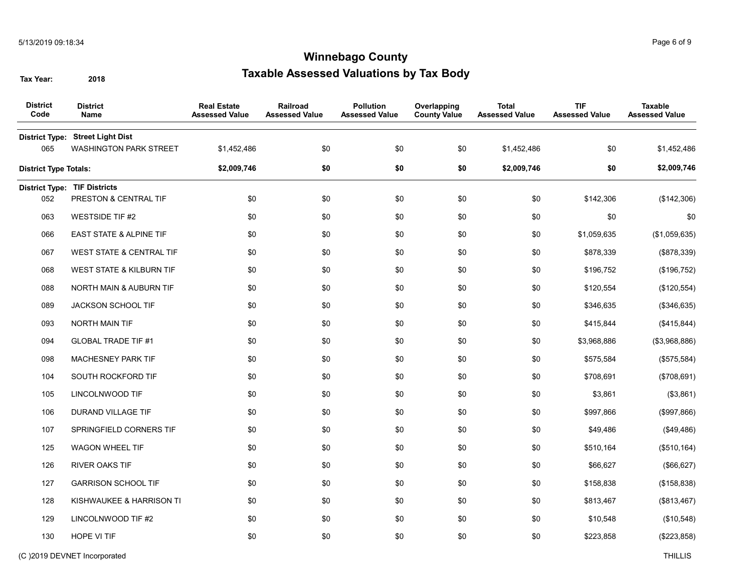# Winnebago County

## Taxable Assessed Valuations by Tax Body

**Tax Year:** 2018

| District Code | District Name | Real Estate Assessed Value | Railroad Assessed Value | Pollution Assessed Value | Overlapping County Value | Total Assessed Value | TIF Assessed Value | Taxable Assessed Value |
|---|---|---|---|---|---|---|---|---|
| **District Type:** | **Street Light Dist** | | | | | | | |
| 065 | WASHINGTON PARK STREET | $1,452,486 | $0 | $0 | $0 | $1,452,486 | $0 | $1,452,486 |
| **District Type Totals:** | | **$2,009,746** | **$0** | **$0** | **$0** | **$2,009,746** | **$0** | **$2,009,746** |
| **District Type:** | **TIF Districts** | | | | | | | |
| 052 | PRESTON & CENTRAL TIF | $0 | $0 | $0 | $0 | $0 | $142,306 | ($142,306) |
| 063 | WESTSIDE TIF #2 | $0 | $0 | $0 | $0 | $0 | $0 | $0 |
| 066 | EAST STATE & ALPINE TIF | $0 | $0 | $0 | $0 | $0 | $1,059,635 | ($1,059,635) |
| 067 | WEST STATE & CENTRAL TIF | $0 | $0 | $0 | $0 | $0 | $878,339 | ($878,339) |
| 068 | WEST STATE & KILBURN TIF | $0 | $0 | $0 | $0 | $0 | $196,752 | ($196,752) |
| 088 | NORTH MAIN & AUBURN TIF | $0 | $0 | $0 | $0 | $0 | $120,554 | ($120,554) |
| 089 | JACKSON SCHOOL TIF | $0 | $0 | $0 | $0 | $0 | $346,635 | ($346,635) |
| 093 | NORTH MAIN TIF | $0 | $0 | $0 | $0 | $0 | $415,844 | ($415,844) |
| 094 | GLOBAL TRADE TIF #1 | $0 | $0 | $0 | $0 | $0 | $3,968,886 | ($3,968,886) |
| 098 | MACHESNEY PARK TIF | $0 | $0 | $0 | $0 | $0 | $575,584 | ($575,584) |
| 104 | SOUTH ROCKFORD TIF | $0 | $0 | $0 | $0 | $0 | $708,691 | ($708,691) |
| 105 | LINCOLNWOOD TIF | $0 | $0 | $0 | $0 | $0 | $3,861 | ($3,861) |
| 106 | DURAND VILLAGE TIF | $0 | $0 | $0 | $0 | $0 | $997,866 | ($997,866) |
| 107 | SPRINGFIELD CORNERS TIF | $0 | $0 | $0 | $0 | $0 | $49,486 | ($49,486) |
| 125 | WAGON WHEEL TIF | $0 | $0 | $0 | $0 | $0 | $510,164 | ($510,164) |
| 126 | RIVER OAKS TIF | $0 | $0 | $0 | $0 | $0 | $66,627 | ($66,627) |
| 127 | GARRISON SCHOOL TIF | $0 | $0 | $0 | $0 | $0 | $158,838 | ($158,838) |
| 128 | KISHWAUKEE & HARRISON TI | $0 | $0 | $0 | $0 | $0 | $813,467 | ($813,467) |
| 129 | LINCOLNWOOD TIF #2 | $0 | $0 | $0 | $0 | $0 | $10,548 | ($10,548) |
| 130 | HOPE VI TIF | $0 | $0 | $0 | $0 | $0 | $223,858 | ($223,858) |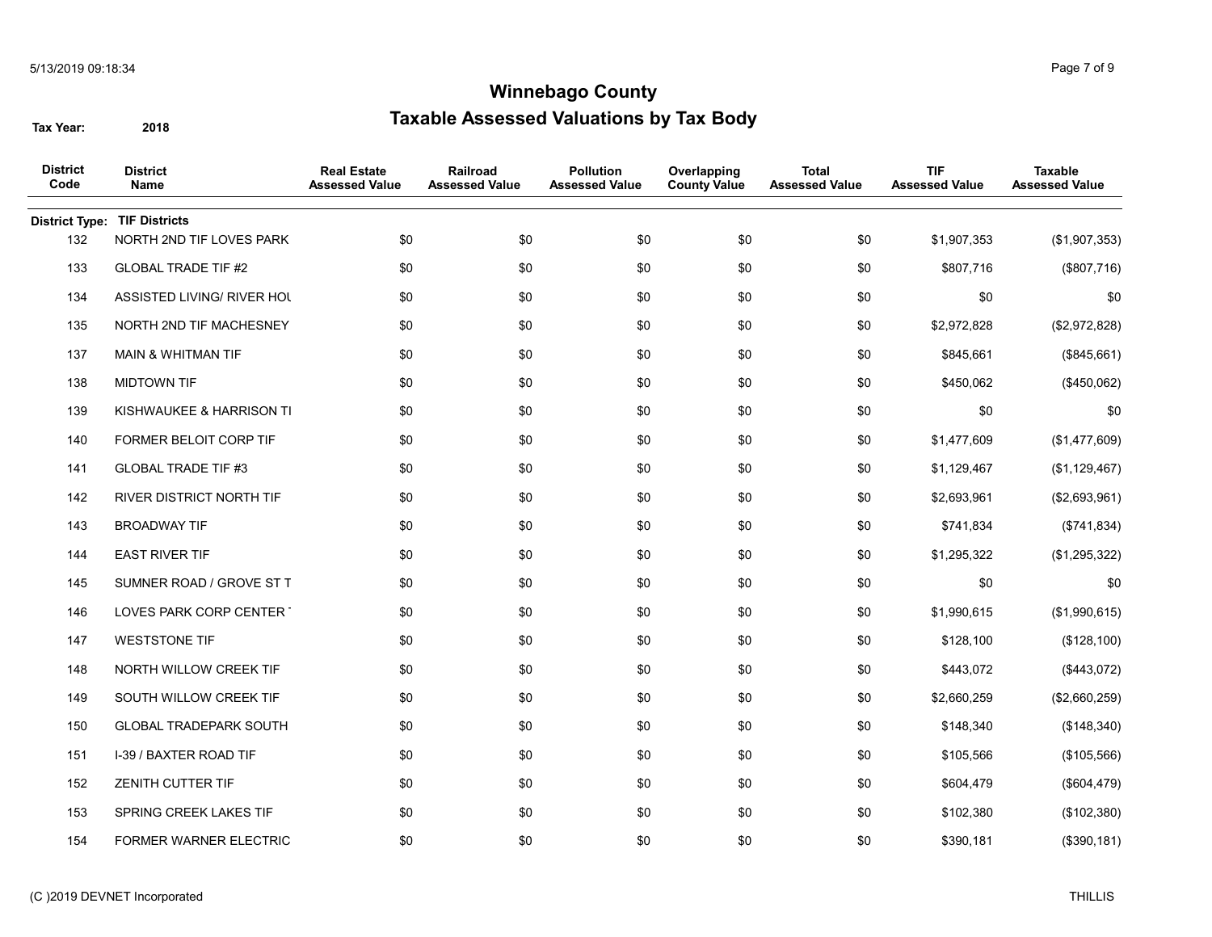# Winnebago County

## Taxable Assessed Valuations by Tax Body

**Tax Year:** 2018

| District Code | District Name | Real Estate Assessed Value | Railroad Assessed Value | Pollution Assessed Value | Overlapping County Value | Total Assessed Value | TIF Assessed Value | Taxable Assessed Value |
|---|---|---|---|---|---|---|---|---|
| **District Type:** | **TIF Districts** | | | | | | | |
| 132 | NORTH 2ND TIF LOVES PARK | $0 | $0 | $0 | $0 | $0 | $1,907,353 | ($1,907,353) |
| 133 | GLOBAL TRADE TIF #2 | $0 | $0 | $0 | $0 | $0 | $807,716 | ($807,716) |
| 134 | ASSISTED LIVING/ RIVER HOU | $0 | $0 | $0 | $0 | $0 | $0 | $0 |
| 135 | NORTH 2ND TIF MACHESNEY | $0 | $0 | $0 | $0 | $0 | $2,972,828 | ($2,972,828) |
| 137 | MAIN & WHITMAN TIF | $0 | $0 | $0 | $0 | $0 | $845,661 | ($845,661) |
| 138 | MIDTOWN TIF | $0 | $0 | $0 | $0 | $0 | $450,062 | ($450,062) |
| 139 | KISHWAUKEE & HARRISON TI | $0 | $0 | $0 | $0 | $0 | $0 | $0 |
| 140 | FORMER BELOIT CORP TIF | $0 | $0 | $0 | $0 | $0 | $1,477,609 | ($1,477,609) |
| 141 | GLOBAL TRADE TIF #3 | $0 | $0 | $0 | $0 | $0 | $1,129,467 | ($1,129,467) |
| 142 | RIVER DISTRICT NORTH TIF | $0 | $0 | $0 | $0 | $0 | $2,693,961 | ($2,693,961) |
| 143 | BROADWAY TIF | $0 | $0 | $0 | $0 | $0 | $741,834 | ($741,834) |
| 144 | EAST RIVER TIF | $0 | $0 | $0 | $0 | $0 | $1,295,322 | ($1,295,322) |
| 145 | SUMNER ROAD / GROVE ST T | $0 | $0 | $0 | $0 | $0 | $0 | $0 |
| 146 | LOVES PARK CORP CENTER | $0 | $0 | $0 | $0 | $0 | $1,990,615 | ($1,990,615) |
| 147 | WESTSTONE TIF | $0 | $0 | $0 | $0 | $0 | $128,100 | ($128,100) |
| 148 | NORTH WILLOW CREEK TIF | $0 | $0 | $0 | $0 | $0 | $443,072 | ($443,072) |
| 149 | SOUTH WILLOW CREEK TIF | $0 | $0 | $0 | $0 | $0 | $2,660,259 | ($2,660,259) |
| 150 | GLOBAL TRADEPARK SOUTH | $0 | $0 | $0 | $0 | $0 | $148,340 | ($148,340) |
| 151 | I-39 / BAXTER ROAD TIF | $0 | $0 | $0 | $0 | $0 | $105,566 | ($105,566) |
| 152 | ZENITH CUTTER TIF | $0 | $0 | $0 | $0 | $0 | $604,479 | ($604,479) |
| 153 | SPRING CREEK LAKES TIF | $0 | $0 | $0 | $0 | $0 | $102,380 | ($102,380) |
| 154 | FORMER WARNER ELECTRIC | $0 | $0 | $0 | $0 | $0 | $390,181 | ($390,181) |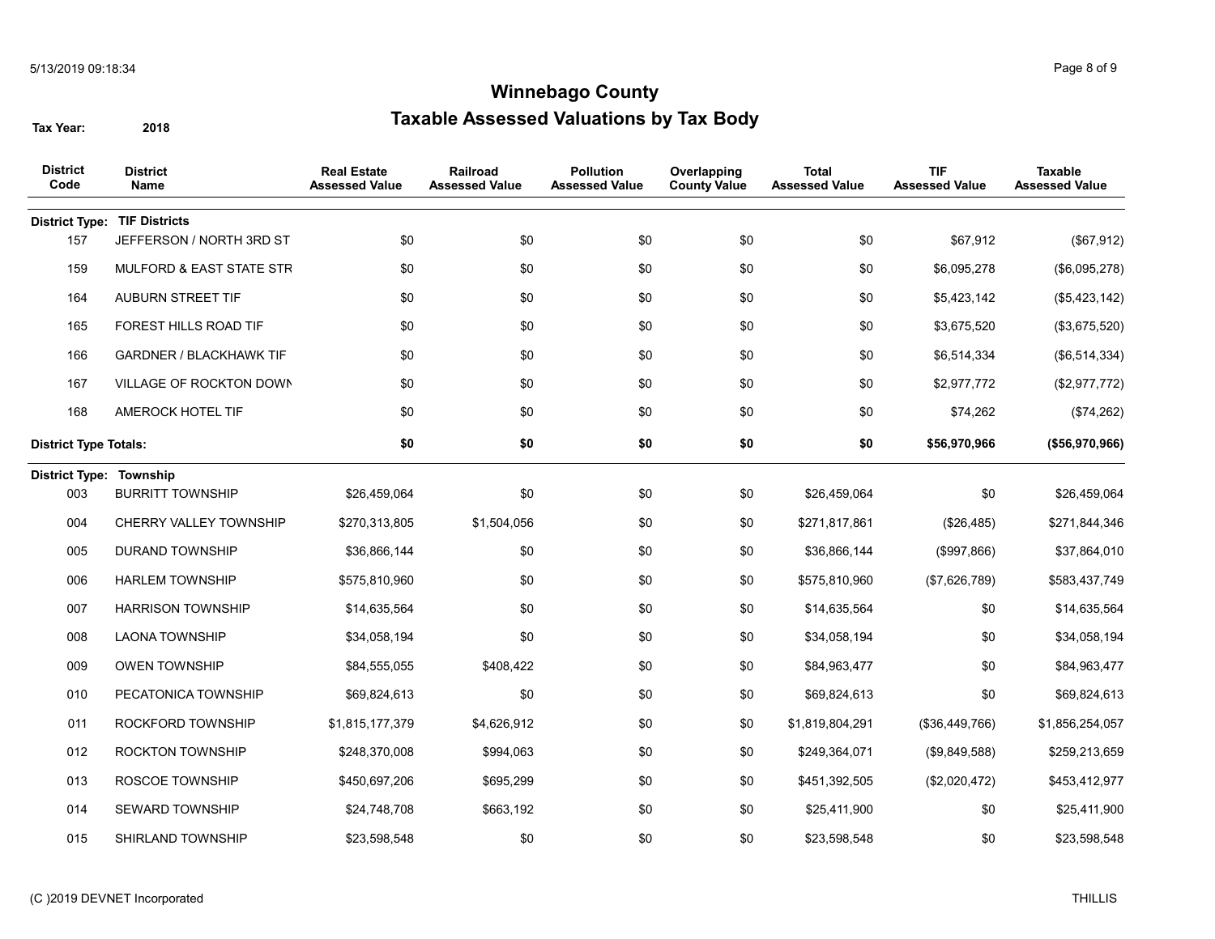# Winnebago County

## Taxable Assessed Valuations by Tax Body

**Tax Year:** 2018

| District Code | District Name | Real Estate Assessed Value | Railroad Assessed Value | Pollution Assessed Value | Overlapping County Value | Total Assessed Value | TIF Assessed Value | Taxable Assessed Value |
|---|---|---|---|---|---|---|---|---|
| **District Type:** | **TIF Districts** | | | | | | | |
| 157 | JEFFERSON / NORTH 3RD ST | $0 | $0 | $0 | $0 | $0 | $67,912 | ($67,912) |
| 159 | MULFORD & EAST STATE STR | $0 | $0 | $0 | $0 | $0 | $6,095,278 | ($6,095,278) |
| 164 | AUBURN STREET TIF | $0 | $0 | $0 | $0 | $0 | $5,423,142 | ($5,423,142) |
| 165 | FOREST HILLS ROAD TIF | $0 | $0 | $0 | $0 | $0 | $3,675,520 | ($3,675,520) |
| 166 | GARDNER / BLACKHAWK TIF | $0 | $0 | $0 | $0 | $0 | $6,514,334 | ($6,514,334) |
| 167 | VILLAGE OF ROCKTON DOWN | $0 | $0 | $0 | $0 | $0 | $2,977,772 | ($2,977,772) |
| 168 | AMEROCK HOTEL TIF | $0 | $0 | $0 | $0 | $0 | $74,262 | ($74,262) |
| **District Type Totals:** | | **$0** | **$0** | **$0** | **$0** | **$0** | **$56,970,966** | **($56,970,966)** |
| **District Type:** | **Township** | | | | | | | |
| 003 | BURRITT TOWNSHIP | $26,459,064 | $0 | $0 | $0 | $26,459,064 | $0 | $26,459,064 |
| 004 | CHERRY VALLEY TOWNSHIP | $270,313,805 | $1,504,056 | $0 | $0 | $271,817,861 | ($26,485) | $271,844,346 |
| 005 | DURAND TOWNSHIP | $36,866,144 | $0 | $0 | $0 | $36,866,144 | ($997,866) | $37,864,010 |
| 006 | HARLEM TOWNSHIP | $575,810,960 | $0 | $0 | $0 | $575,810,960 | ($7,626,789) | $583,437,749 |
| 007 | HARRISON TOWNSHIP | $14,635,564 | $0 | $0 | $0 | $14,635,564 | $0 | $14,635,564 |
| 008 | LAONA TOWNSHIP | $34,058,194 | $0 | $0 | $0 | $34,058,194 | $0 | $34,058,194 |
| 009 | OWEN TOWNSHIP | $84,555,055 | $408,422 | $0 | $0 | $84,963,477 | $0 | $84,963,477 |
| 010 | PECATONICA TOWNSHIP | $69,824,613 | $0 | $0 | $0 | $69,824,613 | $0 | $69,824,613 |
| 011 | ROCKFORD TOWNSHIP | $1,815,177,379 | $4,626,912 | $0 | $0 | $1,819,804,291 | ($36,449,766) | $1,856,254,057 |
| 012 | ROCKTON TOWNSHIP | $248,370,008 | $994,063 | $0 | $0 | $249,364,071 | ($9,849,588) | $259,213,659 |
| 013 | ROSCOE TOWNSHIP | $450,697,206 | $695,299 | $0 | $0 | $451,392,505 | ($2,020,472) | $453,412,977 |
| 014 | SEWARD TOWNSHIP | $24,748,708 | $663,192 | $0 | $0 | $25,411,900 | $0 | $25,411,900 |
| 015 | SHIRLAND TOWNSHIP | $23,598,548 | $0 | $0 | $0 | $23,598,548 | $0 | $23,598,548 |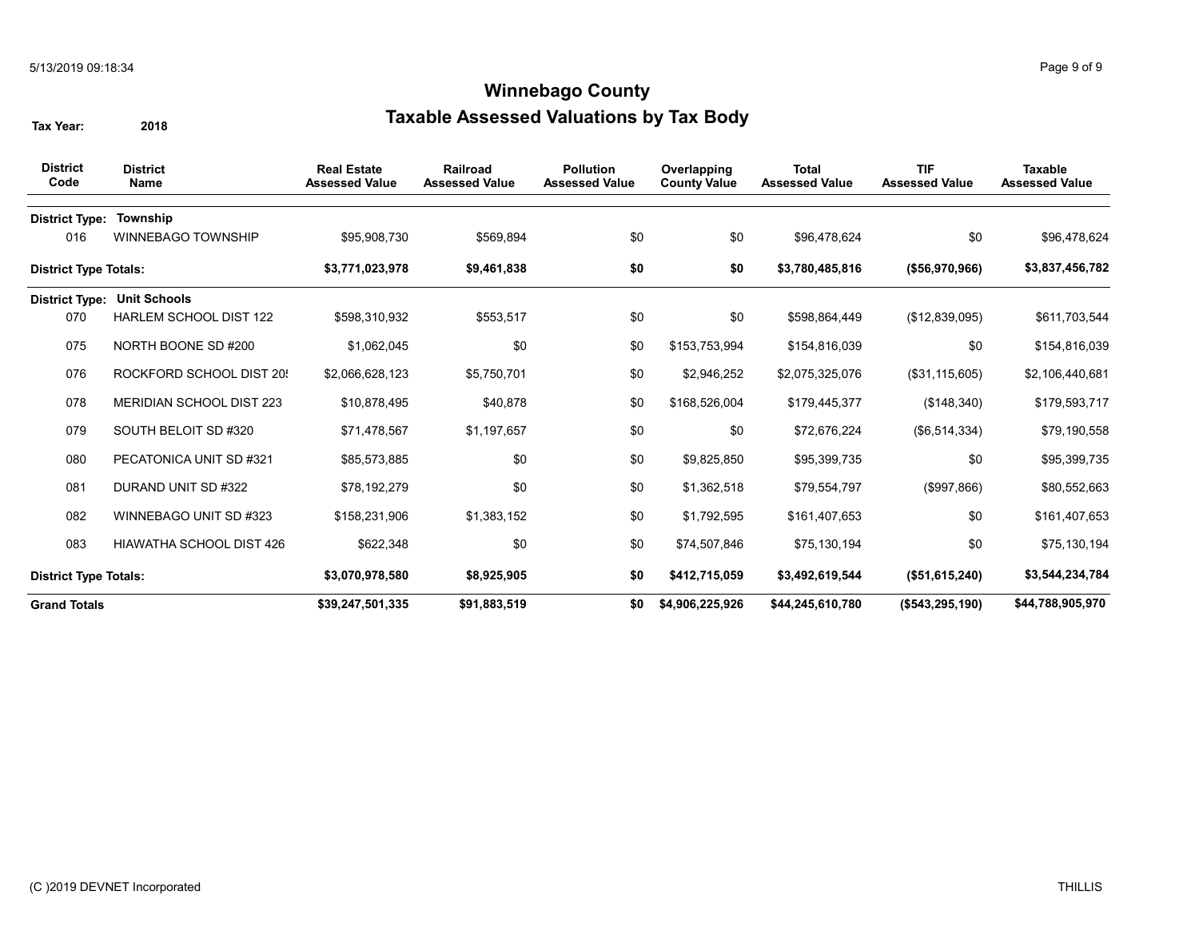# Winnebago County

## Taxable Assessed Valuations by Tax Body

**Tax Year:** 2018

| District Code | District Name | Real Estate Assessed Value | Railroad Assessed Value | Pollution Assessed Value | Overlapping County Value | Total Assessed Value | TIF Assessed Value | Taxable Assessed Value |
|---|---|---|---|---|---|---|---|---|
| **District Type:** | **Township** | | | | | | | |
| 016 | WINNEBAGO TOWNSHIP | $95,908,730 | $569,894 | $0 | $0 | $96,478,624 | $0 | $96,478,624 |
| **District Type Totals:** | | **$3,771,023,978** | **$9,461,838** | **$0** | **$0** | **$3,780,485,816** | **($56,970,966)** | **$3,837,456,782** |
| **District Type:** | **Unit Schools** | | | | | | | |
| 070 | HARLEM SCHOOL DIST 122 | $598,310,932 | $553,517 | $0 | $0 | $598,864,449 | ($12,839,095) | $611,703,544 |
| 075 | NORTH BOONE SD #200 | $1,062,045 | $0 | $0 | $153,753,994 | $154,816,039 | $0 | $154,816,039 |
| 076 | ROCKFORD SCHOOL DIST 20! | $2,066,628,123 | $5,750,701 | $0 | $2,946,252 | $2,075,325,076 | ($31,115,605) | $2,106,440,681 |
| 078 | MERIDIAN SCHOOL DIST 223 | $10,878,495 | $40,878 | $0 | $168,526,004 | $179,445,377 | ($148,340) | $179,593,717 |
| 079 | SOUTH BELOIT SD #320 | $71,478,567 | $1,197,657 | $0 | $0 | $72,676,224 | ($6,514,334) | $79,190,558 |
| 080 | PECATONICA UNIT SD #321 | $85,573,885 | $0 | $0 | $9,825,850 | $95,399,735 | $0 | $95,399,735 |
| 081 | DURAND UNIT SD #322 | $78,192,279 | $0 | $0 | $1,362,518 | $79,554,797 | ($997,866) | $80,552,663 |
| 082 | WINNEBAGO UNIT SD #323 | $158,231,906 | $1,383,152 | $0 | $1,792,595 | $161,407,653 | $0 | $161,407,653 |
| 083 | HIAWATHA SCHOOL DIST 426 | $622,348 | $0 | $0 | $74,507,846 | $75,130,194 | $0 | $75,130,194 |
| **District Type Totals:** | | **$3,070,978,580** | **$8,925,905** | **$0** | **$412,715,059** | **$3,492,619,544** | **($51,615,240)** | **$3,544,234,784** |
| **Grand Totals** | | **$39,247,501,335** | **$91,883,519** | **$0** | **$4,906,225,926** | **$44,245,610,780** | **($543,295,190)** | **$44,788,905,970** |